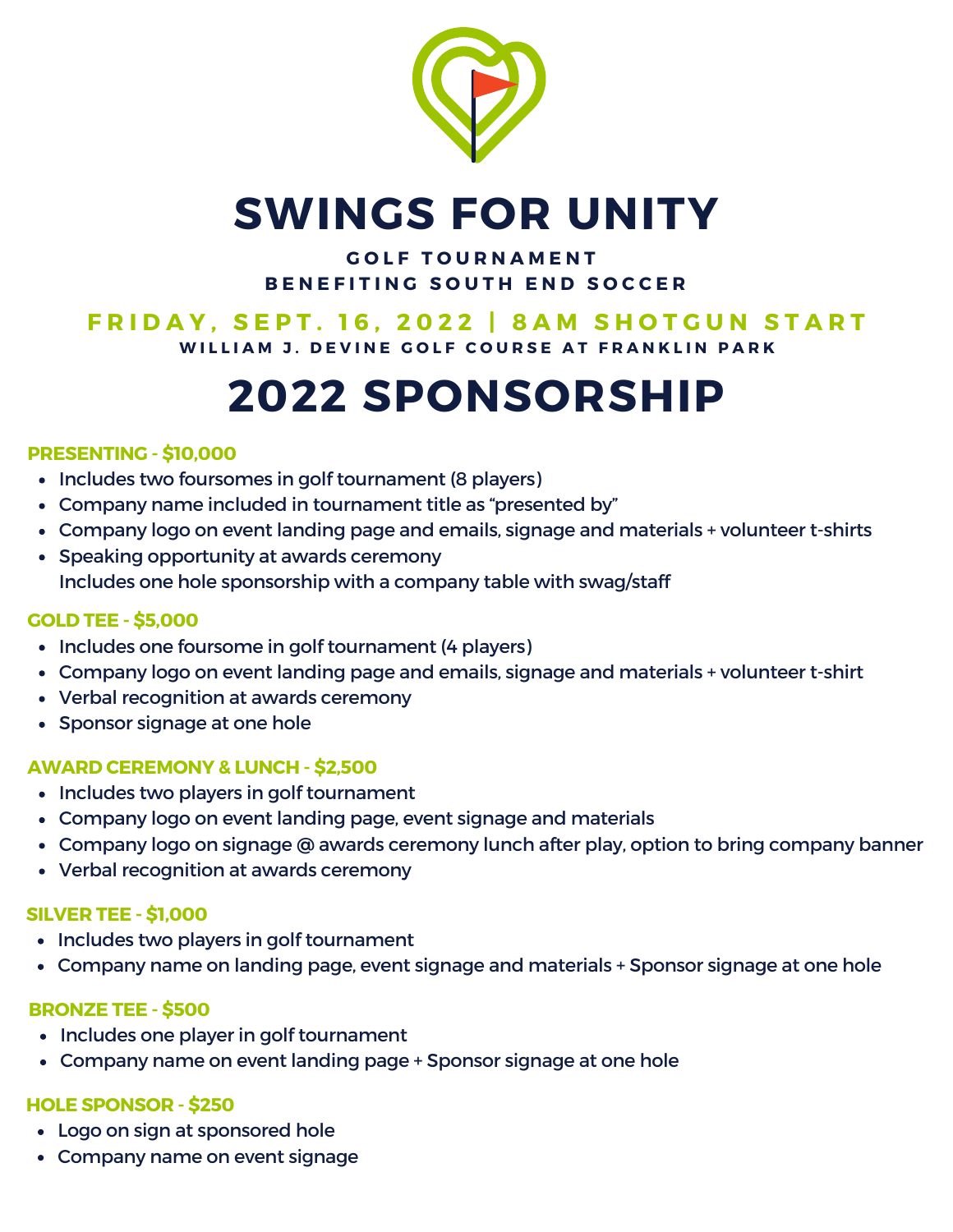# SWINGS FOR UNITY

**GOLF TOURNAMENT**
**BENEFITING SOUTH END SOCCER**

**FRIDAY, SEPT. 16, 2022 | 8AM SHOTGUN START**
**WILLIAM J. DEVINE GOLF COURSE AT FRANKLIN PARK**

# 2022 SPONSORSHIP

### PRESENTING - $10,000

- Includes two foursomes in golf tournament (8 players)
- Company name included in tournament title as "presented by"
- Company logo on event landing page and emails, signage and materials + volunteer t-shirts
- Speaking opportunity at awards ceremony
  Includes one hole sponsorship with a company table with swag/staff

### GOLD TEE - $5,000

- Includes one foursome in golf tournament (4 players)
- Company logo on event landing page and emails, signage and materials + volunteer t-shirt
- Verbal recognition at awards ceremony
- Sponsor signage at one hole

### AWARD CEREMONY & LUNCH - $2,500

- Includes two players in golf tournament
- Company logo on event landing page, event signage and materials
- Company logo on signage @ awards ceremony lunch after play, option to bring company banner
- Verbal recognition at awards ceremony

### SILVER TEE - $1,000

- Includes two players in golf tournament
- Company name on landing page, event signage and materials + Sponsor signage at one hole

### BRONZE TEE - $500

- Includes one player in golf tournament
- Company name on event landing page + Sponsor signage at one hole

### HOLE SPONSOR - $250

- Logo on sign at sponsored hole
- Company name on event signage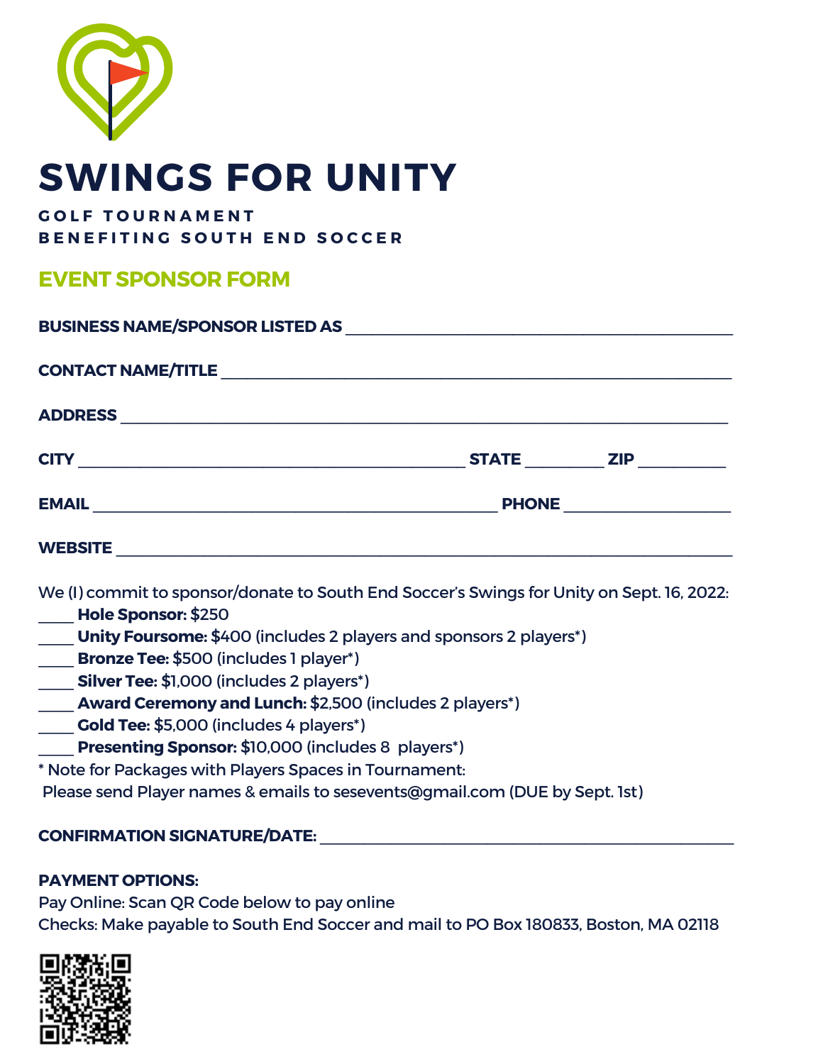# SWINGS FOR UNITY

**GOLF TOURNAMENT**
**BENEFITING SOUTH END SOCCER**

## EVENT SPONSOR FORM

**BUSINESS NAME/SPONSOR LISTED AS** ______________________________________________

**CONTACT NAME/TITLE** ____________________________________________________________

**ADDRESS** _______________________________________________________________________

**CITY** ______________________________________________ **STATE** _________ **ZIP** __________

**EMAIL** _________________________________________________ **PHONE** ____________________

**WEBSITE** _______________________________________________________________________

We (I) commit to sponsor/donate to South End Soccer's Swings for Unity on Sept. 16, 2022:

____ **Hole Sponsor:** $250
____ **Unity Foursome:** $400 (includes 2 players and sponsors 2 players*)
____ **Bronze Tee:** $500 (includes 1 player*)
____ **Silver Tee:** $1,000 (includes 2 players*)
____ **Award Ceremony and Lunch:** $2,500 (includes 2 players*)
____ **Gold Tee:** $5,000 (includes 4 players*)
____ **Presenting Sponsor:** $10,000 (includes 8 players*)

* Note for Packages with Players Spaces in Tournament:
Please send Player names & emails to sesevents@gmail.com (DUE by Sept. 1st)

**CONFIRMATION SIGNATURE/DATE:** ______________________________________________

**PAYMENT OPTIONS:**
Pay Online: Scan QR Code below to pay online
Checks: Make payable to South End Soccer and mail to PO Box 180833, Boston, MA 02118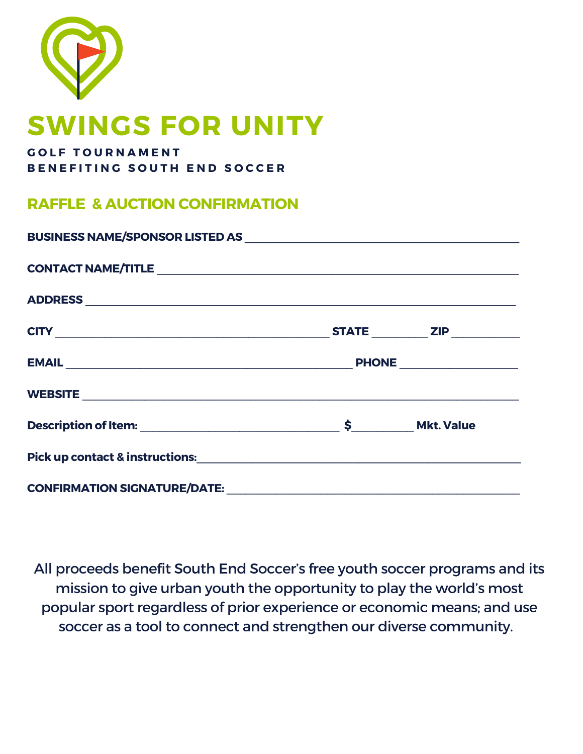# SWINGS FOR UNITY

**GOLF TOURNAMENT**
**BENEFITING SOUTH END SOCCER**

## RAFFLE & AUCTION CONFIRMATION

**BUSINESS NAME/SPONSOR LISTED AS** ______________________________________________

**CONTACT NAME/TITLE** ____________________________________________________________

**ADDRESS** _______________________________________________________________________

**CITY** ______________________________________ **STATE** _________ **ZIP** ___________

**EMAIL** _______________________________________________ **PHONE** __________________

**WEBSITE** _______________________________________________________________________

**Description of Item:** ________________________________ **$**__________ **Mkt. Value**

**Pick up contact & instructions:**_____________________________________________________

**CONFIRMATION SIGNATURE/DATE:** ____________________________________________

All proceeds benefit South End Soccer's free youth soccer programs and its mission to give urban youth the opportunity to play the world's most popular sport regardless of prior experience or economic means; and use soccer as a tool to connect and strengthen our diverse community.